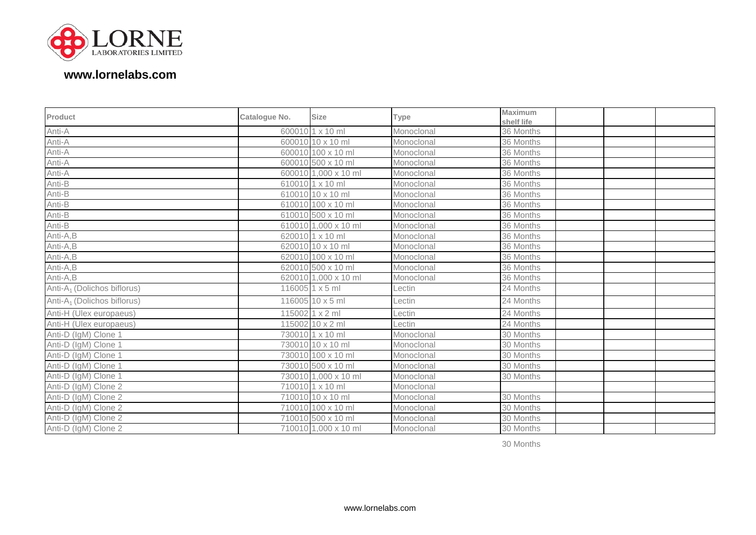**LORNE**
LABORATORIES LIMITED

**www.lornelabs.com**

| Product | Catalogue No. | Size | Type | Maximum shelf life | | | |
|---|---|---|---|---|---|---|---|
| Anti-A | 600010 | 1 x 10 ml | Monoclonal | 36 Months | | | |
| Anti-A | 600010 | 10 x 10 ml | Monoclonal | 36 Months | | | |
| Anti-A | 600010 | 100 x 10 ml | Monoclonal | 36 Months | | | |
| Anti-A | 600010 | 500 x 10 ml | Monoclonal | 36 Months | | | |
| Anti-A | 600010 | 1,000 x 10 ml | Monoclonal | 36 Months | | | |
| Anti-B | 610010 | 1 x 10 ml | Monoclonal | 36 Months | | | |
| Anti-B | 610010 | 10 x 10 ml | Monoclonal | 36 Months | | | |
| Anti-B | 610010 | 100 x 10 ml | Monoclonal | 36 Months | | | |
| Anti-B | 610010 | 500 x 10 ml | Monoclonal | 36 Months | | | |
| Anti-B | 610010 | 1,000 x 10 ml | Monoclonal | 36 Months | | | |
| Anti-A,B | 620010 | 1 x 10 ml | Monoclonal | 36 Months | | | |
| Anti-A,B | 620010 | 10 x 10 ml | Monoclonal | 36 Months | | | |
| Anti-A,B | 620010 | 100 x 10 ml | Monoclonal | 36 Months | | | |
| Anti-A,B | 620010 | 500 x 10 ml | Monoclonal | 36 Months | | | |
| Anti-A,B | 620010 | 1,000 x 10 ml | Monoclonal | 36 Months | | | |
| Anti-$A_1$ (Dolichos biflorus) | 116005 | 1 x 5 ml | Lectin | 24 Months | | | |
| Anti-$A_1$ (Dolichos biflorus) | 116005 | 10 x 5 ml | Lectin | 24 Months | | | |
| Anti-H (Ulex europaeus) | 115002 | 1 x 2 ml | Lectin | 24 Months | | | |
| Anti-H (Ulex europaeus) | 115002 | 10 x 2 ml | Lectin | 24 Months | | | |
| Anti-D (IgM) Clone 1 | 730010 | 1 x 10 ml | Monoclonal | 30 Months | | | |
| Anti-D (IgM) Clone 1 | 730010 | 10 x 10 ml | Monoclonal | 30 Months | | | |
| Anti-D (IgM) Clone 1 | 730010 | 100 x 10 ml | Monoclonal | 30 Months | | | |
| Anti-D (IgM) Clone 1 | 730010 | 500 x 10 ml | Monoclonal | 30 Months | | | |
| Anti-D (IgM) Clone 1 | 730010 | 1,000 x 10 ml | Monoclonal | 30 Months | | | |
| Anti-D (IgM) Clone 2 | 710010 | 1 x 10 ml | Monoclonal | | | | |
| Anti-D (IgM) Clone 2 | 710010 | 10 x 10 ml | Monoclonal | 30 Months | | | |
| Anti-D (IgM) Clone 2 | 710010 | 100 x 10 ml | Monoclonal | 30 Months | | | |
| Anti-D (IgM) Clone 2 | 710010 | 500 x 10 ml | Monoclonal | 30 Months | | | |
| Anti-D (IgM) Clone 2 | 710010 | 1,000 x 10 ml | Monoclonal | 30 Months | | | |
| | | | | 30 Months | | | |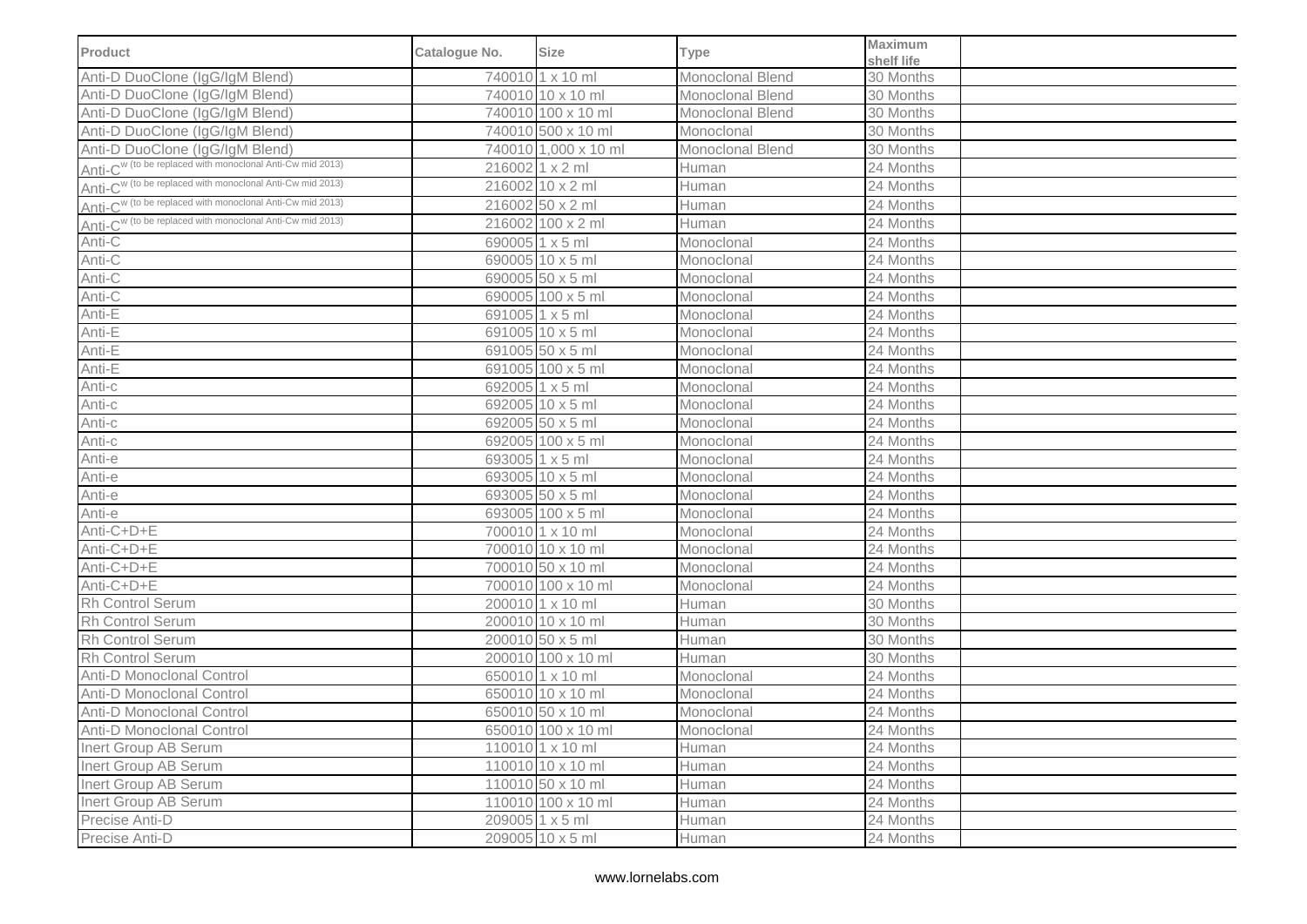| Product | Catalogue No. | Size | Type | Maximum shelf life | |
|---|---|---|---|---|---|
| Anti-D DuoClone (IgG/IgM Blend) | 740010 | 1 x 10 ml | Monoclonal Blend | 30 Months | |
| Anti-D DuoClone (IgG/IgM Blend) | 740010 | 10 x 10 ml | Monoclonal Blend | 30 Months | |
| Anti-D DuoClone (IgG/IgM Blend) | 740010 | 100 x 10 ml | Monoclonal Blend | 30 Months | |
| Anti-D DuoClone (IgG/IgM Blend) | 740010 | 500 x 10 ml | Monoclonal | 30 Months | |
| Anti-D DuoClone (IgG/IgM Blend) | 740010 | 1,000 x 10 ml | Monoclonal Blend | 30 Months | |
| Anti-C$^{w}$ (to be replaced with monoclonal Anti-Cw mid 2013) | 216002 | 1 x 2 ml | Human | 24 Months | |
| Anti-C$^{w}$ (to be replaced with monoclonal Anti-Cw mid 2013) | 216002 | 10 x 2 ml | Human | 24 Months | |
| Anti-C$^{w}$ (to be replaced with monoclonal Anti-Cw mid 2013) | 216002 | 50 x 2 ml | Human | 24 Months | |
| Anti-C$^{w}$ (to be replaced with monoclonal Anti-Cw mid 2013) | 216002 | 100 x 2 ml | Human | 24 Months | |
| Anti-C | 690005 | 1 x 5 ml | Monoclonal | 24 Months | |
| Anti-C | 690005 | 10 x 5 ml | Monoclonal | 24 Months | |
| Anti-C | 690005 | 50 x 5 ml | Monoclonal | 24 Months | |
| Anti-C | 690005 | 100 x 5 ml | Monoclonal | 24 Months | |
| Anti-E | 691005 | 1 x 5 ml | Monoclonal | 24 Months | |
| Anti-E | 691005 | 10 x 5 ml | Monoclonal | 24 Months | |
| Anti-E | 691005 | 50 x 5 ml | Monoclonal | 24 Months | |
| Anti-E | 691005 | 100 x 5 ml | Monoclonal | 24 Months | |
| Anti-c | 692005 | 1 x 5 ml | Monoclonal | 24 Months | |
| Anti-c | 692005 | 10 x 5 ml | Monoclonal | 24 Months | |
| Anti-c | 692005 | 50 x 5 ml | Monoclonal | 24 Months | |
| Anti-c | 692005 | 100 x 5 ml | Monoclonal | 24 Months | |
| Anti-e | 693005 | 1 x 5 ml | Monoclonal | 24 Months | |
| Anti-e | 693005 | 10 x 5 ml | Monoclonal | 24 Months | |
| Anti-e | 693005 | 50 x 5 ml | Monoclonal | 24 Months | |
| Anti-e | 693005 | 100 x 5 ml | Monoclonal | 24 Months | |
| Anti-C+D+E | 700010 | 1 x 10 ml | Monoclonal | 24 Months | |
| Anti-C+D+E | 700010 | 10 x 10 ml | Monoclonal | 24 Months | |
| Anti-C+D+E | 700010 | 50 x 10 ml | Monoclonal | 24 Months | |
| Anti-C+D+E | 700010 | 100 x 10 ml | Monoclonal | 24 Months | |
| Rh Control Serum | 200010 | 1 x 10 ml | Human | 30 Months | |
| Rh Control Serum | 200010 | 10 x 10 ml | Human | 30 Months | |
| Rh Control Serum | 200010 | 50 x 5 ml | Human | 30 Months | |
| Rh Control Serum | 200010 | 100 x 10 ml | Human | 30 Months | |
| Anti-D Monoclonal Control | 650010 | 1 x 10 ml | Monoclonal | 24 Months | |
| Anti-D Monoclonal Control | 650010 | 10 x 10 ml | Monoclonal | 24 Months | |
| Anti-D Monoclonal Control | 650010 | 50 x 10 ml | Monoclonal | 24 Months | |
| Anti-D Monoclonal Control | 650010 | 100 x 10 ml | Monoclonal | 24 Months | |
| Inert Group AB Serum | 110010 | 1 x 10 ml | Human | 24 Months | |
| Inert Group AB Serum | 110010 | 10 x 10 ml | Human | 24 Months | |
| Inert Group AB Serum | 110010 | 50 x 10 ml | Human | 24 Months | |
| Inert Group AB Serum | 110010 | 100 x 10 ml | Human | 24 Months | |
| Precise Anti-D | 209005 | 1 x 5 ml | Human | 24 Months | |
| Precise Anti-D | 209005 | 10 x 5 ml | Human | 24 Months | |

www.lornelabs.com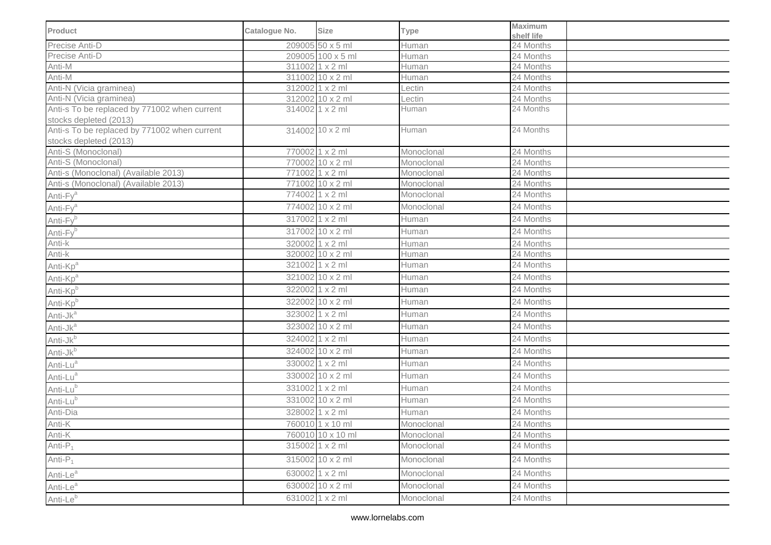| Product | Catalogue No. | Size | Type | Maximum shelf life | |
|---|---|---|---|---|---|
| Precise Anti-D | 209005 | 50 x 5 ml | Human | 24 Months | |
| Precise Anti-D | 209005 | 100 x 5 ml | Human | 24 Months | |
| Anti-M | 311002 | 1 x 2 ml | Human | 24 Months | |
| Anti-M | 311002 | 10 x 2 ml | Human | 24 Months | |
| Anti-N (Vicia graminea) | 312002 | 1 x 2 ml | Lectin | 24 Months | |
| Anti-N (Vicia graminea) | 312002 | 10 x 2 ml | Lectin | 24 Months | |
| Anti-s To be replaced by 771002 when current stocks depleted (2013) | 314002 | 1 x 2 ml | Human | 24 Months | |
| Anti-s To be replaced by 771002 when current stocks depleted (2013) | 314002 | 10 x 2 ml | Human | 24 Months | |
| Anti-S (Monoclonal) | 770002 | 1 x 2 ml | Monoclonal | 24 Months | |
| Anti-S (Monoclonal) | 770002 | 10 x 2 ml | Monoclonal | 24 Months | |
| Anti-s (Monoclonal) (Available 2013) | 771002 | 1 x 2 ml | Monoclonal | 24 Months | |
| Anti-s (Monoclonal) (Available 2013) | 771002 | 10 x 2 ml | Monoclonal | 24 Months | |
| Anti-$Fy^a$ | 774002 | 1 x 2 ml | Monoclonal | 24 Months | |
| Anti-$Fy^a$ | 774002 | 10 x 2 ml | Monoclonal | 24 Months | |
| Anti-$Fy^b$ | 317002 | 1 x 2 ml | Human | 24 Months | |
| Anti-$Fy^b$ | 317002 | 10 x 2 ml | Human | 24 Months | |
| Anti-k | 320002 | 1 x 2 ml | Human | 24 Months | |
| Anti-k | 320002 | 10 x 2 ml | Human | 24 Months | |
| Anti-$Kp^a$ | 321002 | 1 x 2 ml | Human | 24 Months | |
| Anti-$Kp^a$ | 321002 | 10 x 2 ml | Human | 24 Months | |
| Anti-$Kp^b$ | 322002 | 1 x 2 ml | Human | 24 Months | |
| Anti-$Kp^b$ | 322002 | 10 x 2 ml | Human | 24 Months | |
| Anti-$Jk^a$ | 323002 | 1 x 2 ml | Human | 24 Months | |
| Anti-$Jk^a$ | 323002 | 10 x 2 ml | Human | 24 Months | |
| Anti-$Jk^b$ | 324002 | 1 x 2 ml | Human | 24 Months | |
| Anti-$Jk^b$ | 324002 | 10 x 2 ml | Human | 24 Months | |
| Anti-$Lu^a$ | 330002 | 1 x 2 ml | Human | 24 Months | |
| Anti-$Lu^a$ | 330002 | 10 x 2 ml | Human | 24 Months | |
| Anti-$Lu^b$ | 331002 | 1 x 2 ml | Human | 24 Months | |
| Anti-$Lu^b$ | 331002 | 10 x 2 ml | Human | 24 Months | |
| Anti-Dia | 328002 | 1 x 2 ml | Human | 24 Months | |
| Anti-K | 760010 | 1 x 10 ml | Monoclonal | 24 Months | |
| Anti-K | 760010 | 10 x 10 ml | Monoclonal | 24 Months | |
| Anti-$P_1$ | 315002 | 1 x 2 ml | Monoclonal | 24 Months | |
| Anti-$P_1$ | 315002 | 10 x 2 ml | Monoclonal | 24 Months | |
| Anti-$Le^a$ | 630002 | 1 x 2 ml | Monoclonal | 24 Months | |
| Anti-$Le^a$ | 630002 | 10 x 2 ml | Monoclonal | 24 Months | |
| Anti-$Le^b$ | 631002 | 1 x 2 ml | Monoclonal | 24 Months | |

www.lornelabs.com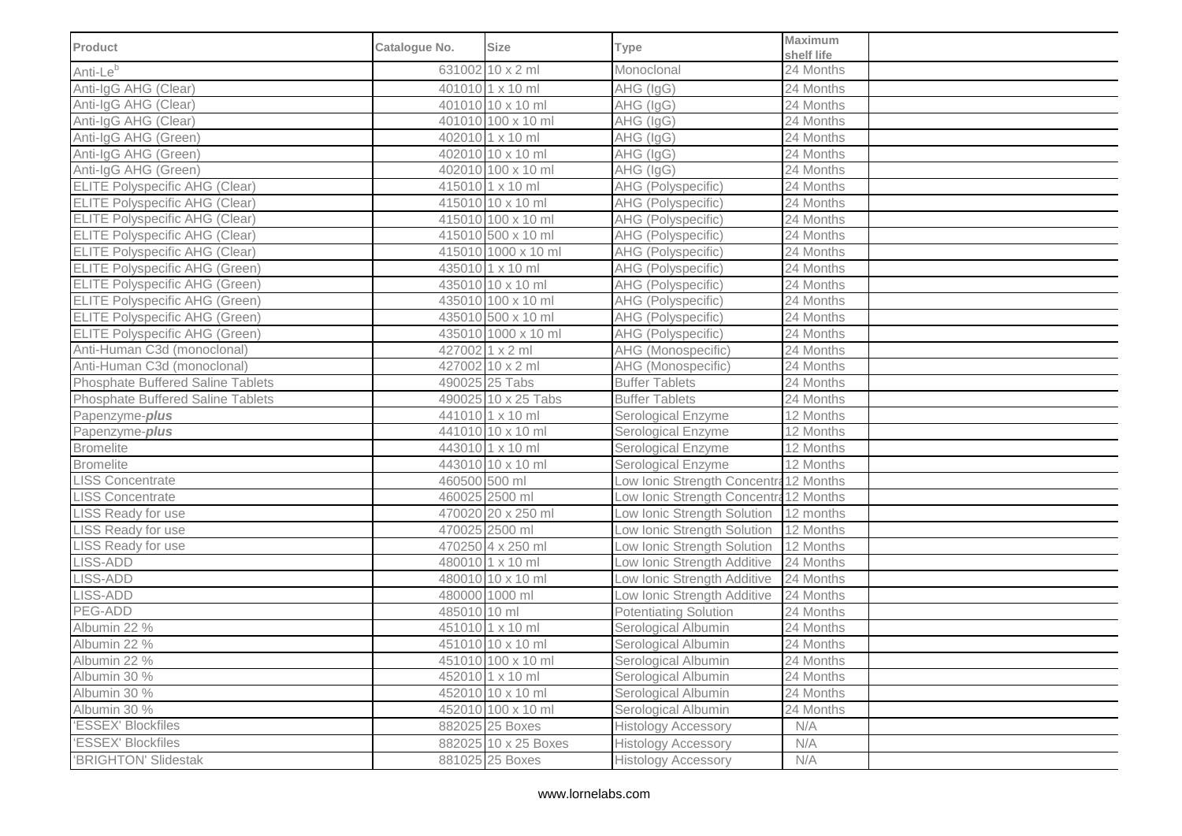| Product | Catalogue No. | Size | Type | Maximum shelf life | |
|---|---|---|---|---|---|
| Anti-Le[b] | 631002 | 10 x 2 ml | Monoclonal | 24 Months | |
| Anti-IgG AHG (Clear) | 401010 | 1 x 10 ml | AHG (IgG) | 24 Months | |
| Anti-IgG AHG (Clear) | 401010 | 10 x 10 ml | AHG (IgG) | 24 Months | |
| Anti-IgG AHG (Clear) | 401010 | 100 x 10 ml | AHG (IgG) | 24 Months | |
| Anti-IgG AHG (Green) | 402010 | 1 x 10 ml | AHG (IgG) | 24 Months | |
| Anti-IgG AHG (Green) | 402010 | 10 x 10 ml | AHG (IgG) | 24 Months | |
| Anti-IgG AHG (Green) | 402010 | 100 x 10 ml | AHG (IgG) | 24 Months | |
| ELITE Polyspecific AHG (Clear) | 415010 | 1 x 10 ml | AHG (Polyspecific) | 24 Months | |
| ELITE Polyspecific AHG (Clear) | 415010 | 10 x 10 ml | AHG (Polyspecific) | 24 Months | |
| ELITE Polyspecific AHG (Clear) | 415010 | 100 x 10 ml | AHG (Polyspecific) | 24 Months | |
| ELITE Polyspecific AHG (Clear) | 415010 | 500 x 10 ml | AHG (Polyspecific) | 24 Months | |
| ELITE Polyspecific AHG (Clear) | 415010 | 1000 x 10 ml | AHG (Polyspecific) | 24 Months | |
| ELITE Polyspecific AHG (Green) | 435010 | 1 x 10 ml | AHG (Polyspecific) | 24 Months | |
| ELITE Polyspecific AHG (Green) | 435010 | 10 x 10 ml | AHG (Polyspecific) | 24 Months | |
| ELITE Polyspecific AHG (Green) | 435010 | 100 x 10 ml | AHG (Polyspecific) | 24 Months | |
| ELITE Polyspecific AHG (Green) | 435010 | 500 x 10 ml | AHG (Polyspecific) | 24 Months | |
| ELITE Polyspecific AHG (Green) | 435010 | 1000 x 10 ml | AHG (Polyspecific) | 24 Months | |
| Anti-Human C3d (monoclonal) | 427002 | 1 x 2 ml | AHG (Monospecific) | 24 Months | |
| Anti-Human C3d (monoclonal) | 427002 | 10 x 2 ml | AHG (Monospecific) | 24 Months | |
| Phosphate Buffered Saline Tablets | 490025 | 25 Tabs | Buffer Tablets | 24 Months | |
| Phosphate Buffered Saline Tablets | 490025 | 10 x 25 Tabs | Buffer Tablets | 24 Months | |
| Papenzyme-***plus*** | 441010 | 1 x 10 ml | Serological Enzyme | 12 Months | |
| Papenzyme-***plus*** | 441010 | 10 x 10 ml | Serological Enzyme | 12 Months | |
| Bromelite | 443010 | 1 x 10 ml | Serological Enzyme | 12 Months | |
| Bromelite | 443010 | 10 x 10 ml | Serological Enzyme | 12 Months | |
| LISS Concentrate | 460500 | 500 ml | Low Ionic Strength Concentra | 12 Months | |
| LISS Concentrate | 460025 | 2500 ml | Low Ionic Strength Concentra | 12 Months | |
| LISS Ready for use | 470020 | 20 x 250 ml | Low Ionic Strength Solution | 12 months | |
| LISS Ready for use | 470025 | 2500 ml | Low Ionic Strength Solution | 12 Months | |
| LISS Ready for use | 470250 | 4 x 250 ml | Low Ionic Strength Solution | 12 Months | |
| LISS-ADD | 480010 | 1 x 10 ml | Low Ionic Strength Additive | 24 Months | |
| LISS-ADD | 480010 | 10 x 10 ml | Low Ionic Strength Additive | 24 Months | |
| LISS-ADD | 480000 | 1000 ml | Low Ionic Strength Additive | 24 Months | |
| PEG-ADD | 485010 | 10 ml | Potentiating Solution | 24 Months | |
| Albumin 22 % | 451010 | 1 x 10 ml | Serological Albumin | 24 Months | |
| Albumin 22 % | 451010 | 10 x 10 ml | Serological Albumin | 24 Months | |
| Albumin 22 % | 451010 | 100 x 10 ml | Serological Albumin | 24 Months | |
| Albumin 30 % | 452010 | 1 x 10 ml | Serological Albumin | 24 Months | |
| Albumin 30 % | 452010 | 10 x 10 ml | Serological Albumin | 24 Months | |
| Albumin 30 % | 452010 | 100 x 10 ml | Serological Albumin | 24 Months | |
| 'ESSEX' Blockfiles | 882025 | 25 Boxes | Histology Accessory | N/A | |
| 'ESSEX' Blockfiles | 882025 | 10 x 25 Boxes | Histology Accessory | N/A | |
| 'BRIGHTON' Slidestak | 881025 | 25 Boxes | Histology Accessory | N/A | |

www.lornelabs.com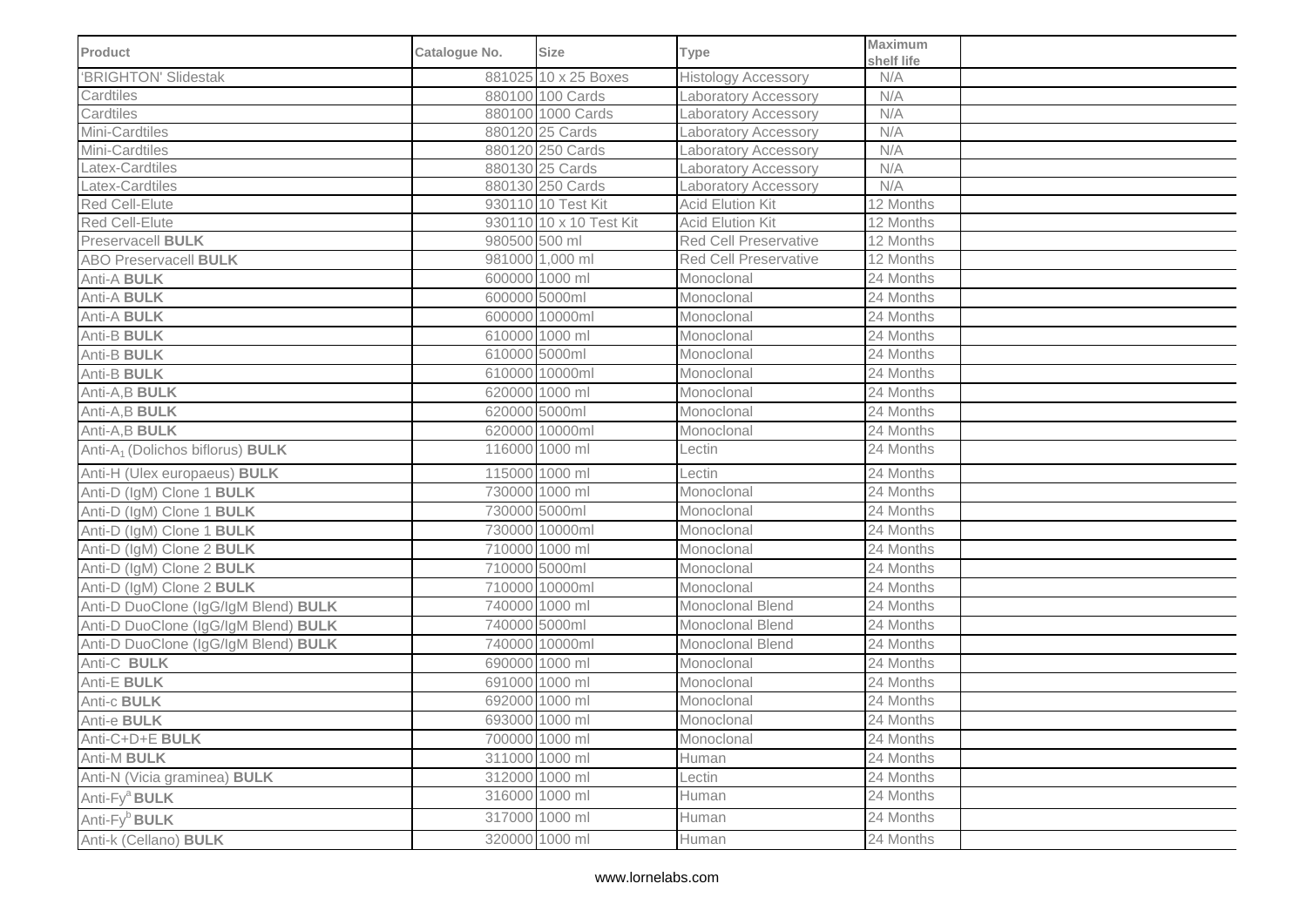| Product | Catalogue No. | Size | Type | Maximum shelf life | |
|---|---|---|---|---|---|
| 'BRIGHTON' Slidestak | 881025 | 10 x 25 Boxes | Histology Accessory | N/A | |
| Cardtiles | 880100 | 100 Cards | Laboratory Accessory | N/A | |
| Cardtiles | 880100 | 1000 Cards | Laboratory Accessory | N/A | |
| Mini-Cardtiles | 880120 | 25 Cards | Laboratory Accessory | N/A | |
| Mini-Cardtiles | 880120 | 250 Cards | Laboratory Accessory | N/A | |
| Latex-Cardtiles | 880130 | 25 Cards | Laboratory Accessory | N/A | |
| Latex-Cardtiles | 880130 | 250 Cards | Laboratory Accessory | N/A | |
| Red Cell-Elute | 930110 | 10 Test Kit | Acid Elution Kit | 12 Months | |
| Red Cell-Elute | 930110 | 10 x 10 Test Kit | Acid Elution Kit | 12 Months | |
| Preservacell **BULK** | 980500 | 500 ml | Red Cell Preservative | 12 Months | |
| ABO Preservacell **BULK** | 981000 | 1,000 ml | Red Cell Preservative | 12 Months | |
| Anti-A **BULK** | 600000 | 1000 ml | Monoclonal | 24 Months | |
| Anti-A **BULK** | 600000 | 5000ml | Monoclonal | 24 Months | |
| Anti-A **BULK** | 600000 | 10000ml | Monoclonal | 24 Months | |
| Anti-B **BULK** | 610000 | 1000 ml | Monoclonal | 24 Months | |
| Anti-B **BULK** | 610000 | 5000ml | Monoclonal | 24 Months | |
| Anti-B **BULK** | 610000 | 10000ml | Monoclonal | 24 Months | |
| Anti-A,B **BULK** | 620000 | 1000 ml | Monoclonal | 24 Months | |
| Anti-A,B **BULK** | 620000 | 5000ml | Monoclonal | 24 Months | |
| Anti-A,B **BULK** | 620000 | 10000ml | Monoclonal | 24 Months | |
| Anti-$A_1$ (Dolichos biflorus) **BULK** | 116000 | 1000 ml | Lectin | 24 Months | |
| Anti-H (Ulex europaeus) **BULK** | 115000 | 1000 ml | Lectin | 24 Months | |
| Anti-D (IgM) Clone 1 **BULK** | 730000 | 1000 ml | Monoclonal | 24 Months | |
| Anti-D (IgM) Clone 1 **BULK** | 730000 | 5000ml | Monoclonal | 24 Months | |
| Anti-D (IgM) Clone 1 **BULK** | 730000 | 10000ml | Monoclonal | 24 Months | |
| Anti-D (IgM) Clone 2 **BULK** | 710000 | 1000 ml | Monoclonal | 24 Months | |
| Anti-D (IgM) Clone 2 **BULK** | 710000 | 5000ml | Monoclonal | 24 Months | |
| Anti-D (IgM) Clone 2 **BULK** | 710000 | 10000ml | Monoclonal | 24 Months | |
| Anti-D DuoClone (IgG/IgM Blend) **BULK** | 740000 | 1000 ml | Monoclonal Blend | 24 Months | |
| Anti-D DuoClone (IgG/IgM Blend) **BULK** | 740000 | 5000ml | Monoclonal Blend | 24 Months | |
| Anti-D DuoClone (IgG/IgM Blend) **BULK** | 740000 | 10000ml | Monoclonal Blend | 24 Months | |
| Anti-C **BULK** | 690000 | 1000 ml | Monoclonal | 24 Months | |
| Anti-E **BULK** | 691000 | 1000 ml | Monoclonal | 24 Months | |
| Anti-c **BULK** | 692000 | 1000 ml | Monoclonal | 24 Months | |
| Anti-e **BULK** | 693000 | 1000 ml | Monoclonal | 24 Months | |
| Anti-C+D+E **BULK** | 700000 | 1000 ml | Monoclonal | 24 Months | |
| Anti-M **BULK** | 311000 | 1000 ml | Human | 24 Months | |
| Anti-N (Vicia graminea) **BULK** | 312000 | 1000 ml | Lectin | 24 Months | |
| Anti-$Fy^a$ **BULK** | 316000 | 1000 ml | Human | 24 Months | |
| Anti-$Fy^b$ **BULK** | 317000 | 1000 ml | Human | 24 Months | |
| Anti-k (Cellano) **BULK** | 320000 | 1000 ml | Human | 24 Months | |

www.lornelabs.com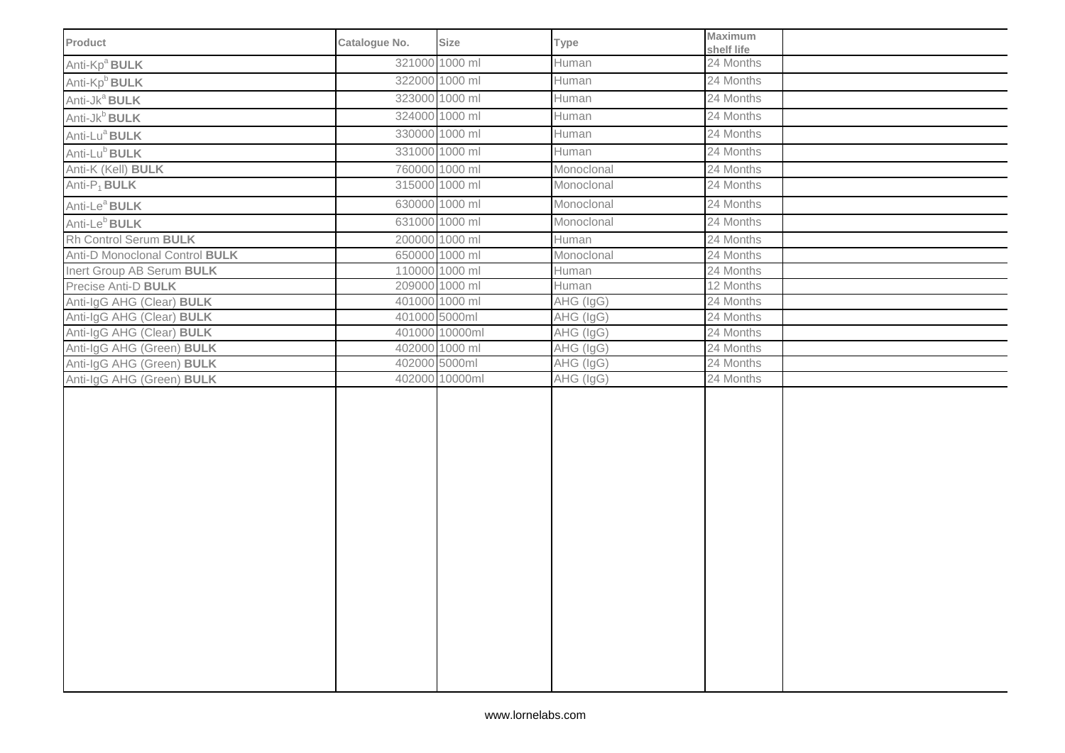| Product | Catalogue No. | Size | Type | Maximum shelf life | |
|---|---|---|---|---|---|
| Anti-Kp[a] **BULK** | 321000 | 1000 ml | Human | 24 Months | |
| Anti-Kp[b] **BULK** | 322000 | 1000 ml | Human | 24 Months | |
| Anti-Jk[a] **BULK** | 323000 | 1000 ml | Human | 24 Months | |
| Anti-Jk[b] **BULK** | 324000 | 1000 ml | Human | 24 Months | |
| Anti-Lu[a] **BULK** | 330000 | 1000 ml | Human | 24 Months | |
| Anti-Lu[b] **BULK** | 331000 | 1000 ml | Human | 24 Months | |
| Anti-K (Kell) **BULK** | 760000 | 1000 ml | Monoclonal | 24 Months | |
| Anti-$P_1$ **BULK** | 315000 | 1000 ml | Monoclonal | 24 Months | |
| Anti-Le[a] **BULK** | 630000 | 1000 ml | Monoclonal | 24 Months | |
| Anti-Le[b] **BULK** | 631000 | 1000 ml | Monoclonal | 24 Months | |
| Rh Control Serum **BULK** | 200000 | 1000 ml | Human | 24 Months | |
| Anti-D Monoclonal Control **BULK** | 650000 | 1000 ml | Monoclonal | 24 Months | |
| Inert Group AB Serum **BULK** | 110000 | 1000 ml | Human | 24 Months | |
| Precise Anti-D **BULK** | 209000 | 1000 ml | Human | 12 Months | |
| Anti-IgG AHG (Clear) **BULK** | 401000 | 1000 ml | AHG (IgG) | 24 Months | |
| Anti-IgG AHG (Clear) **BULK** | 401000 | 5000ml | AHG (IgG) | 24 Months | |
| Anti-IgG AHG (Clear) **BULK** | 401000 | 10000ml | AHG (IgG) | 24 Months | |
| Anti-IgG AHG (Green) **BULK** | 402000 | 1000 ml | AHG (IgG) | 24 Months | |
| Anti-IgG AHG (Green) **BULK** | 402000 | 5000ml | AHG (IgG) | 24 Months | |
| Anti-IgG AHG (Green) **BULK** | 402000 | 10000ml | AHG (IgG) | 24 Months | |

www.lornelabs.com